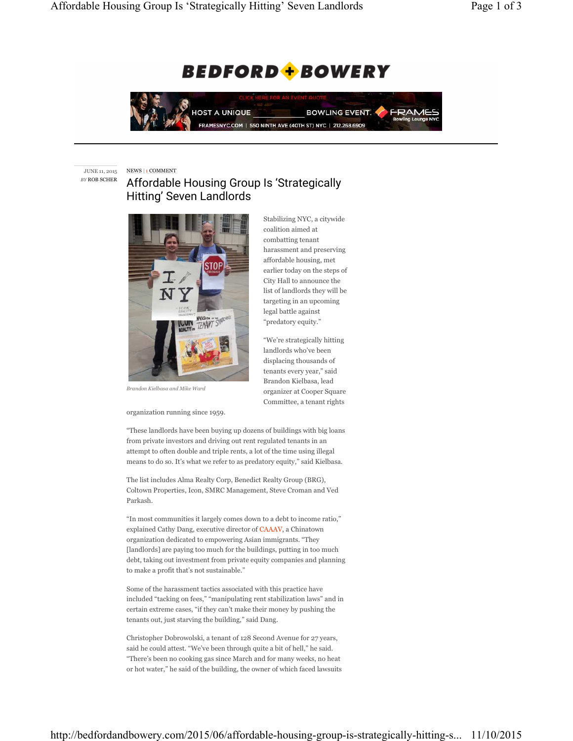# BEDFORD + BOWERY

JUNE 11, 2015
*BY* ROB SCHER

NEWS | 1 COMMENT

## Affordable Housing Group Is 'Strategically Hitting' Seven Landlords

*Brandon Kielbasa and Mike Ward*

Stabilizing NYC, a citywide coalition aimed at combatting tenant harassment and preserving affordable housing, met earlier today on the steps of City Hall to announce the list of landlords they will be targeting in an upcoming legal battle against "predatory equity."

"We're strategically hitting landlords who've been displacing thousands of tenants every year," said Brandon Kielbasa, lead organizer at Cooper Square Committee, a tenant rights organization running since 1959.

"These landlords have been buying up dozens of buildings with big loans from private investors and driving out rent regulated tenants in an attempt to often double and triple rents, a lot of the time using illegal means to do so. It's what we refer to as predatory equity," said Kielbasa.

The list includes Alma Realty Corp, Benedict Realty Group (BRG), Coltown Properties, Icon, SMRC Management, Steve Croman and Ved Parkash.

"In most communities it largely comes down to a debt to income ratio," explained Cathy Dang, executive director of CAAAV, a Chinatown organization dedicated to empowering Asian immigrants. "They [landlords] are paying too much for the buildings, putting in too much debt, taking out investment from private equity companies and planning to make a profit that's not sustainable."

Some of the harassment tactics associated with this practice have included "tacking on fees," "manipulating rent stabilization laws" and in certain extreme cases, "if they can't make their money by pushing the tenants out, just starving the building," said Dang.

Christopher Dobrowolski, a tenant of 128 Second Avenue for 27 years, said he could attest. "We've been through quite a bit of hell," he said. "There's been no cooking gas since March and for many weeks, no heat or hot water," he said of the building, the owner of which faced lawsuits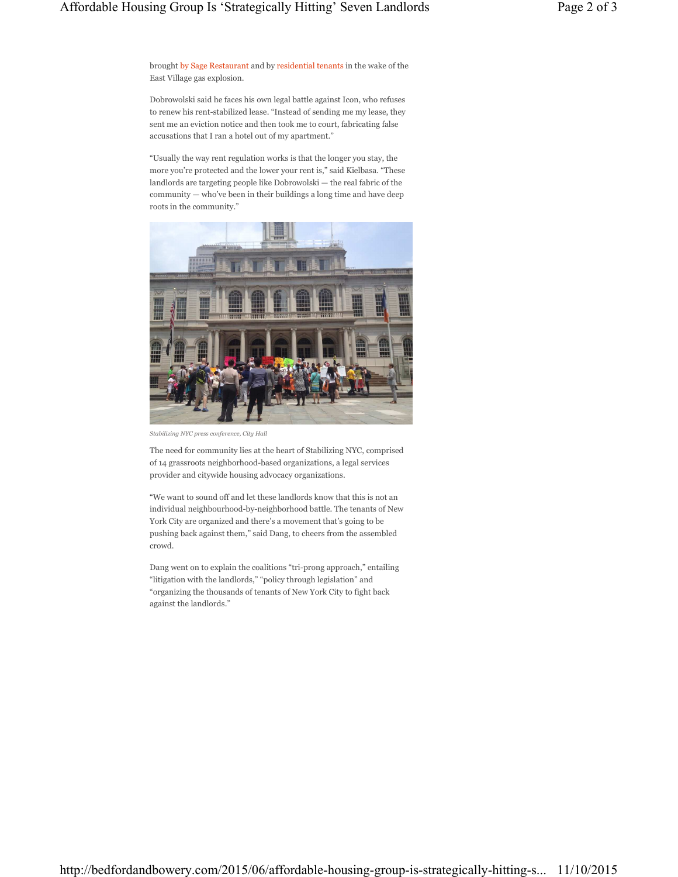brought by Sage Restaurant and by residential tenants in the wake of the East Village gas explosion.

Dobrowolski said he faces his own legal battle against Icon, who refuses to renew his rent-stabilized lease. "Instead of sending me my lease, they sent me an eviction notice and then took me to court, fabricating false accusations that I ran a hotel out of my apartment."

"Usually the way rent regulation works is that the longer you stay, the more you're protected and the lower your rent is," said Kielbasa. "These landlords are targeting people like Dobrowolski — the real fabric of the community — who've been in their buildings a long time and have deep roots in the community."

*Stabilizing NYC press conference, City Hall*

The need for community lies at the heart of Stabilizing NYC, comprised of 14 grassroots neighborhood-based organizations, a legal services provider and citywide housing advocacy organizations.

"We want to sound off and let these landlords know that this is not an individual neighbourhood-by-neighborhood battle. The tenants of New York City are organized and there's a movement that's going to be pushing back against them," said Dang, to cheers from the assembled crowd.

Dang went on to explain the coalitions "tri-prong approach," entailing "litigation with the landlords," "policy through legislation" and "organizing the thousands of tenants of New York City to fight back against the landlords."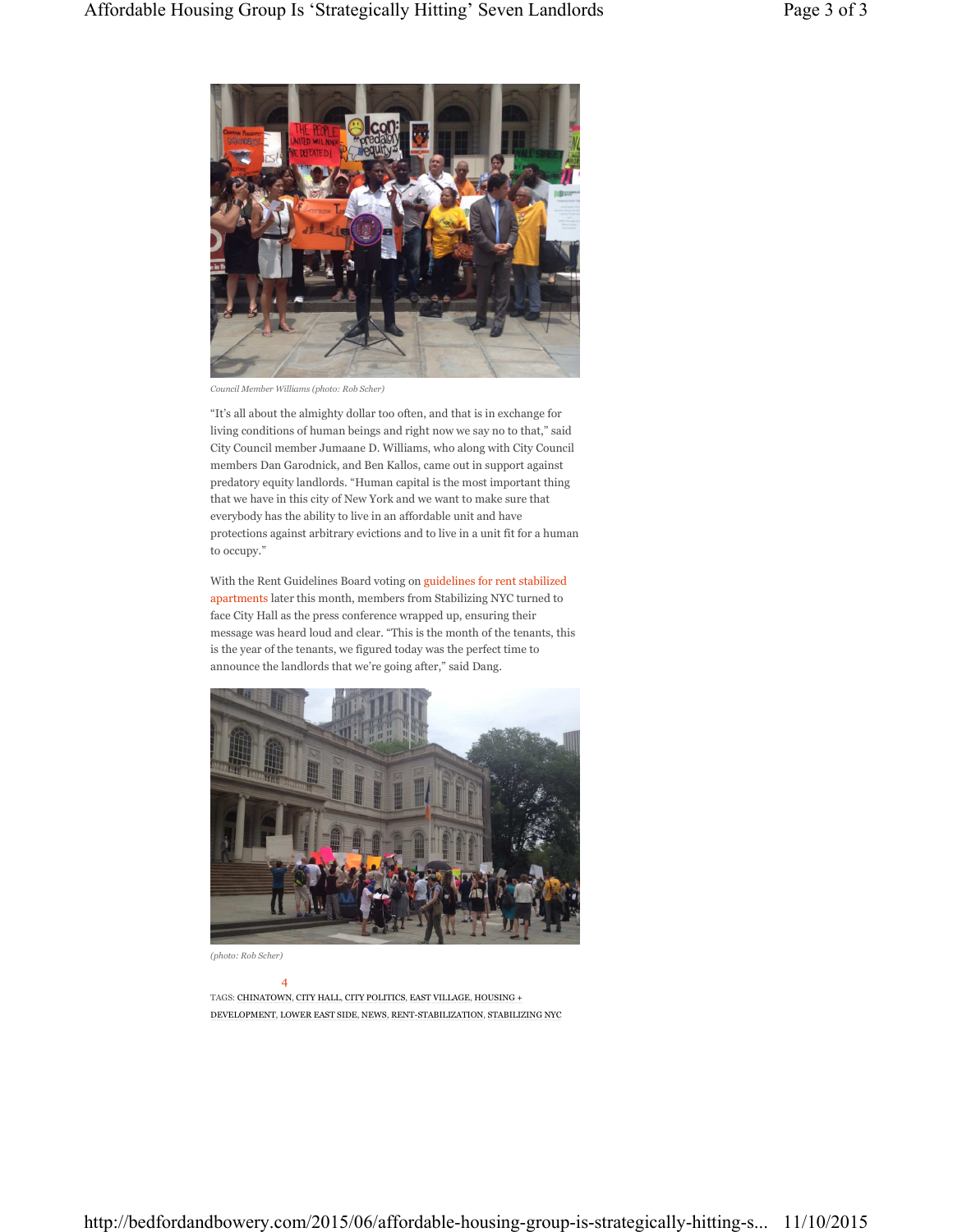*Council Member Williams (photo: Rob Scher)*

"It's all about the almighty dollar too often, and that is in exchange for living conditions of human beings and right now we say no to that," said City Council member Jumaane D. Williams, who along with City Council members Dan Garodnick, and Ben Kallos, came out in support against predatory equity landlords. "Human capital is the most important thing that we have in this city of New York and we want to make sure that everybody has the ability to live in an affordable unit and have protections against arbitrary evictions and to live in a unit fit for a human to occupy."

With the Rent Guidelines Board voting on guidelines for rent stabilized apartments later this month, members from Stabilizing NYC turned to face City Hall as the press conference wrapped up, ensuring their message was heard loud and clear. "This is the month of the tenants, this is the year of the tenants, we figured today was the perfect time to announce the landlords that we're going after," said Dang.

*(photo: Rob Scher)*

4

TAGS: CHINATOWN, CITY HALL, CITY POLITICS, EAST VILLAGE, HOUSING + DEVELOPMENT, LOWER EAST SIDE, NEWS, RENT-STABILIZATION, STABILIZING NYC